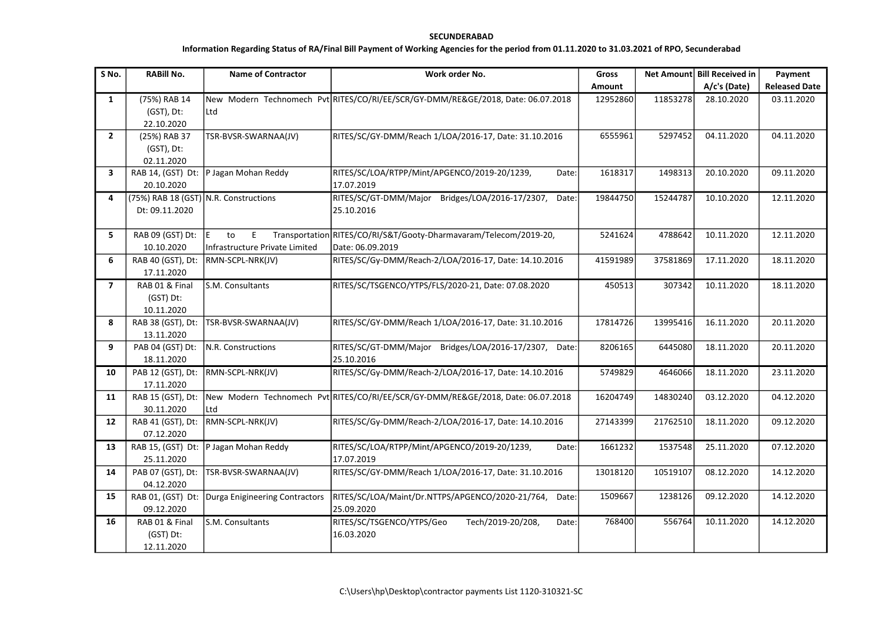**SECUNDERABAD**

**Information Regarding Status of RA/Final Bill Payment of Working Agencies for the period from 01.11.2020 to 31.03.2021 of RPO, Secunderabad**

| S No. | RABill No. | Name of Contractor | Work order No. | Gross Amount | Net Amount | Bill Received in A/c's (Date) | Payment Released Date |
|---|---|---|---|---|---|---|---|
| 1 | (75%) RAB 14 (GST), Dt: 22.10.2020 | New Modern Technomech Pvt Ltd | RITES/CO/RI/EE/SCR/GY-DMM/RE&GE/2018, Date: 06.07.2018 | 12952860 | 11853278 | 28.10.2020 | 03.11.2020 |
| 2 | (25%) RAB 37 (GST), Dt: 02.11.2020 | TSR-BVSR-SWARNAA(JV) | RITES/SC/GY-DMM/Reach 1/LOA/2016-17, Date: 31.10.2016 | 6555961 | 5297452 | 04.11.2020 | 04.11.2020 |
| 3 | RAB 14, (GST) Dt: 20.10.2020 | P Jagan Mohan Reddy | RITES/SC/LOA/RTPP/Mint/APGENCO/2019-20/1239, Date: 17.07.2019 | 1618317 | 1498313 | 20.10.2020 | 09.11.2020 |
| 4 | (75%) RAB 18 (GST) Dt: 09.11.2020 | N.R. Constructions | RITES/SC/GT-DMM/Major Bridges/LOA/2016-17/2307, Date: 25.10.2016 | 19844750 | 15244787 | 10.10.2020 | 12.11.2020 |
| 5 | RAB 09 (GST) Dt: 10.10.2020 | E to E Transportation Infrastructure Private Limited | RITES/CO/RI/S&T/Gooty-Dharmavaram/Telecom/2019-20, Date: 06.09.2019 | 5241624 | 4788642 | 10.11.2020 | 12.11.2020 |
| 6 | RAB 40 (GST), Dt: 17.11.2020 | RMN-SCPL-NRK(JV) | RITES/SC/Gy-DMM/Reach-2/LOA/2016-17, Date: 14.10.2016 | 41591989 | 37581869 | 17.11.2020 | 18.11.2020 |
| 7 | RAB 01 & Final (GST) Dt: 10.11.2020 | S.M. Consultants | RITES/SC/TSGENCO/YTPS/FLS/2020-21, Date: 07.08.2020 | 450513 | 307342 | 10.11.2020 | 18.11.2020 |
| 8 | RAB 38 (GST), Dt: 13.11.2020 | TSR-BVSR-SWARNAA(JV) | RITES/SC/GY-DMM/Reach 1/LOA/2016-17, Date: 31.10.2016 | 17814726 | 13995416 | 16.11.2020 | 20.11.2020 |
| 9 | PAB 04 (GST) Dt: 18.11.2020 | N.R. Constructions | RITES/SC/GT-DMM/Major Bridges/LOA/2016-17/2307, Date: 25.10.2016 | 8206165 | 6445080 | 18.11.2020 | 20.11.2020 |
| 10 | PAB 12 (GST), Dt: 17.11.2020 | RMN-SCPL-NRK(JV) | RITES/SC/Gy-DMM/Reach-2/LOA/2016-17, Date: 14.10.2016 | 5749829 | 4646066 | 18.11.2020 | 23.11.2020 |
| 11 | RAB 15 (GST), Dt: 30.11.2020 | New Modern Technomech Pvt Ltd | RITES/CO/RI/EE/SCR/GY-DMM/RE&GE/2018, Date: 06.07.2018 | 16204749 | 14830240 | 03.12.2020 | 04.12.2020 |
| 12 | RAB 41 (GST), Dt: 07.12.2020 | RMN-SCPL-NRK(JV) | RITES/SC/Gy-DMM/Reach-2/LOA/2016-17, Date: 14.10.2016 | 27143399 | 21762510 | 18.11.2020 | 09.12.2020 |
| 13 | RAB 15, (GST) Dt: 25.11.2020 | P Jagan Mohan Reddy | RITES/SC/LOA/RTPP/Mint/APGENCO/2019-20/1239, Date: 17.07.2019 | 1661232 | 1537548 | 25.11.2020 | 07.12.2020 |
| 14 | PAB 07 (GST), Dt: 04.12.2020 | TSR-BVSR-SWARNAA(JV) | RITES/SC/GY-DMM/Reach 1/LOA/2016-17, Date: 31.10.2016 | 13018120 | 10519107 | 08.12.2020 | 14.12.2020 |
| 15 | RAB 01, (GST) Dt: 09.12.2020 | Durga Enigineering Contractors | RITES/SC/LOA/Maint/Dr.NTTPS/APGENCO/2020-21/764, Date: 25.09.2020 | 1509667 | 1238126 | 09.12.2020 | 14.12.2020 |
| 16 | RAB 01 & Final (GST) Dt: 12.11.2020 | S.M. Consultants | RITES/SC/TSGENCO/YTPS/Geo Tech/2019-20/208, Date: 16.03.2020 | 768400 | 556764 | 10.11.2020 | 14.12.2020 |

C:\Users\hp\Desktop\contractor payments List 1120-310321-SC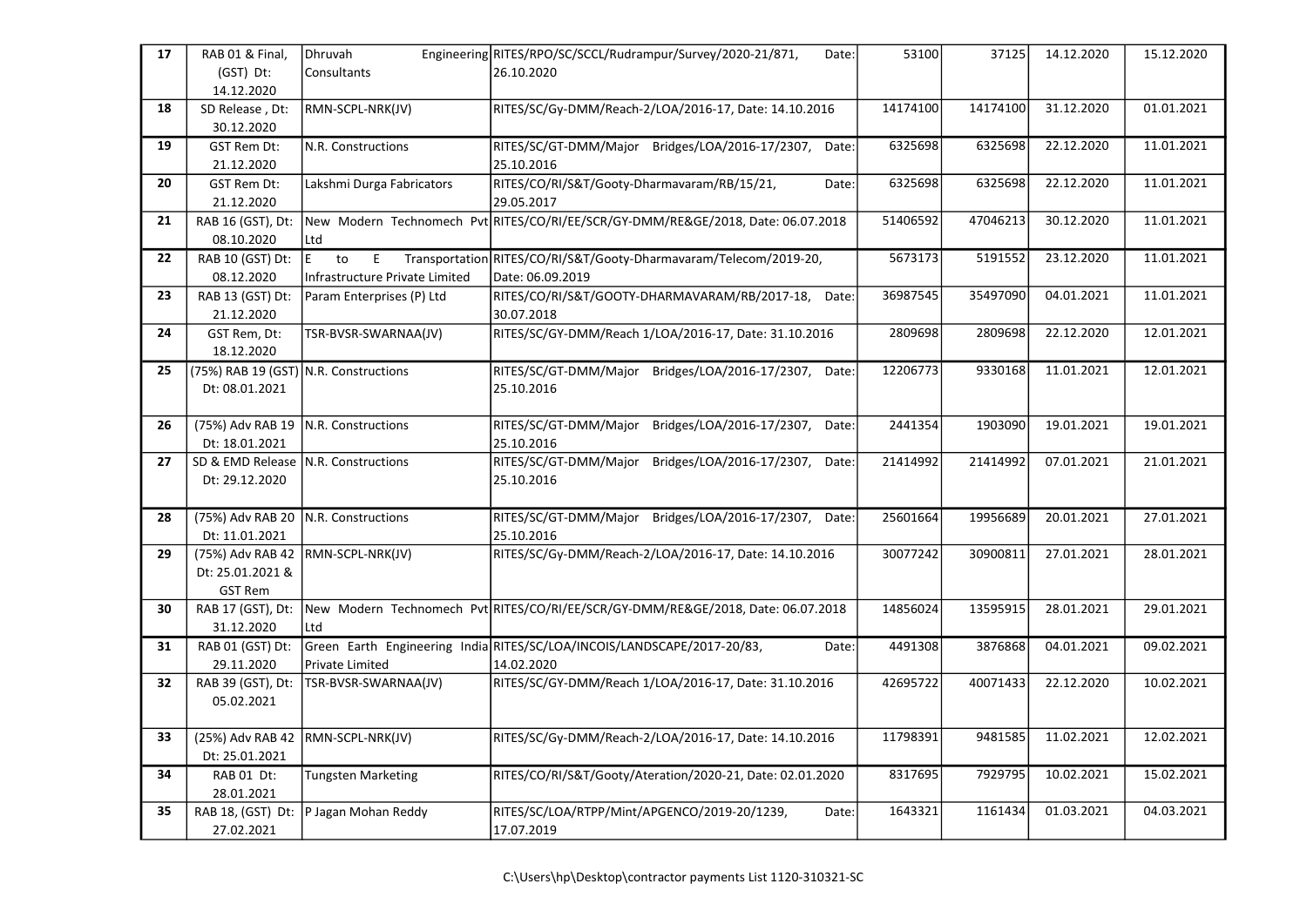| | | | | | | | |
|---|---|---|---|---|---|---|---|
| 17 | RAB 01 & Final, (GST) Dt: 14.12.2020 | Dhruvah Engineering Consultants | RITES/RPO/SC/SCCL/Rudrampur/Survey/2020-21/871, Date: 26.10.2020 | 53100 | 37125 | 14.12.2020 | 15.12.2020 |
| 18 | SD Release , Dt: 30.12.2020 | RMN-SCPL-NRK(JV) | RITES/SC/Gy-DMM/Reach-2/LOA/2016-17, Date: 14.10.2016 | 14174100 | 14174100 | 31.12.2020 | 01.01.2021 |
| 19 | GST Rem Dt: 21.12.2020 | N.R. Constructions | RITES/SC/GT-DMM/Major Bridges/LOA/2016-17/2307, Date: 25.10.2016 | 6325698 | 6325698 | 22.12.2020 | 11.01.2021 |
| 20 | GST Rem Dt: 21.12.2020 | Lakshmi Durga Fabricators | RITES/CO/RI/S&T/Gooty-Dharmavaram/RB/15/21, Date: 29.05.2017 | 6325698 | 6325698 | 22.12.2020 | 11.01.2021 |
| 21 | RAB 16 (GST), Dt: 08.10.2020 | New Modern Technomech Pvt Ltd | RITES/CO/RI/EE/SCR/GY-DMM/RE&GE/2018, Date: 06.07.2018 | 51406592 | 47046213 | 30.12.2020 | 11.01.2021 |
| 22 | RAB 10 (GST) Dt: 08.12.2020 | E to E Transportation Infrastructure Private Limited | RITES/CO/RI/S&T/Gooty-Dharmavaram/Telecom/2019-20, Date: 06.09.2019 | 5673173 | 5191552 | 23.12.2020 | 11.01.2021 |
| 23 | RAB 13 (GST) Dt: 21.12.2020 | Param Enterprises (P) Ltd | RITES/CO/RI/S&T/GOOTY-DHARMAVARAM/RB/2017-18, Date: 30.07.2018 | 36987545 | 35497090 | 04.01.2021 | 11.01.2021 |
| 24 | GST Rem, Dt: 18.12.2020 | TSR-BVSR-SWARNAA(JV) | RITES/SC/GY-DMM/Reach 1/LOA/2016-17, Date: 31.10.2016 | 2809698 | 2809698 | 22.12.2020 | 12.01.2021 |
| 25 | (75%) RAB 19 (GST) Dt: 08.01.2021 | N.R. Constructions | RITES/SC/GT-DMM/Major Bridges/LOA/2016-17/2307, Date: 25.10.2016 | 12206773 | 9330168 | 11.01.2021 | 12.01.2021 |
| 26 | (75%) Adv RAB 19 Dt: 18.01.2021 | N.R. Constructions | RITES/SC/GT-DMM/Major Bridges/LOA/2016-17/2307, Date: 25.10.2016 | 2441354 | 1903090 | 19.01.2021 | 19.01.2021 |
| 27 | SD & EMD Release Dt: 29.12.2020 | N.R. Constructions | RITES/SC/GT-DMM/Major Bridges/LOA/2016-17/2307, Date: 25.10.2016 | 21414992 | 21414992 | 07.01.2021 | 21.01.2021 |
| 28 | (75%) Adv RAB 20 Dt: 11.01.2021 | N.R. Constructions | RITES/SC/GT-DMM/Major Bridges/LOA/2016-17/2307, Date: 25.10.2016 | 25601664 | 19956689 | 20.01.2021 | 27.01.2021 |
| 29 | (75%) Adv RAB 42 Dt: 25.01.2021 & GST Rem | RMN-SCPL-NRK(JV) | RITES/SC/Gy-DMM/Reach-2/LOA/2016-17, Date: 14.10.2016 | 30077242 | 30900811 | 27.01.2021 | 28.01.2021 |
| 30 | RAB 17 (GST), Dt: 31.12.2020 | New Modern Technomech Pvt Ltd | RITES/CO/RI/EE/SCR/GY-DMM/RE&GE/2018, Date: 06.07.2018 | 14856024 | 13595915 | 28.01.2021 | 29.01.2021 |
| 31 | RAB 01 (GST) Dt: 29.11.2020 | Green Earth Engineering India Private Limited | RITES/SC/LOA/INCOIS/LANDSCAPE/2017-20/83, Date: 14.02.2020 | 4491308 | 3876868 | 04.01.2021 | 09.02.2021 |
| 32 | RAB 39 (GST), Dt: 05.02.2021 | TSR-BVSR-SWARNAA(JV) | RITES/SC/GY-DMM/Reach 1/LOA/2016-17, Date: 31.10.2016 | 42695722 | 40071433 | 22.12.2020 | 10.02.2021 |
| 33 | (25%) Adv RAB 42 Dt: 25.01.2021 | RMN-SCPL-NRK(JV) | RITES/SC/Gy-DMM/Reach-2/LOA/2016-17, Date: 14.10.2016 | 11798391 | 9481585 | 11.02.2021 | 12.02.2021 |
| 34 | RAB 01 Dt: 28.01.2021 | Tungsten Marketing | RITES/CO/RI/S&T/Gooty/Ateration/2020-21, Date: 02.01.2020 | 8317695 | 7929795 | 10.02.2021 | 15.02.2021 |
| 35 | RAB 18, (GST) Dt: 27.02.2021 | P Jagan Mohan Reddy | RITES/SC/LOA/RTPP/Mint/APGENCO/2019-20/1239, Date: 17.07.2019 | 1643321 | 1161434 | 01.03.2021 | 04.03.2021 |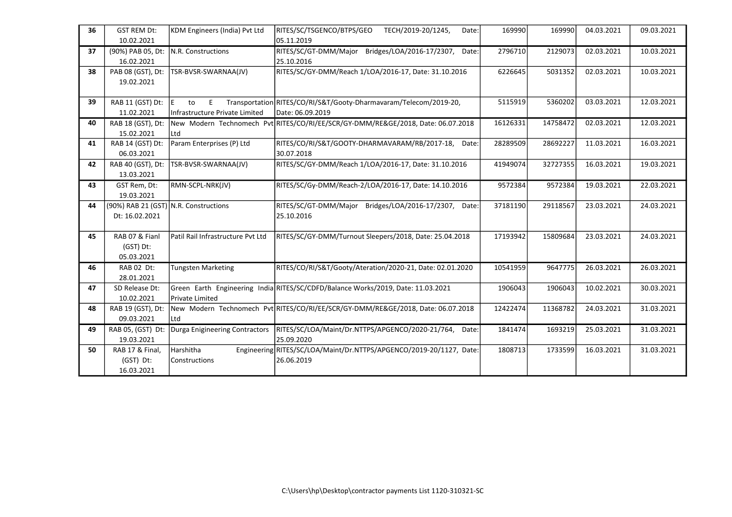| | | | | | | | |
|---|---|---|---|---|---|---|---|
| 36 | GST REM Dt: 10.02.2021 | KDM Engineers (India) Pvt Ltd | RITES/SC/TSGENCO/BTPS/GEO TECH/2019-20/1245, Date: 05.11.2019 | 169990 | 169990 | 04.03.2021 | 09.03.2021 |
| 37 | (90%) PAB 05, Dt: 16.02.2021 | N.R. Constructions | RITES/SC/GT-DMM/Major Bridges/LOA/2016-17/2307, Date: 25.10.2016 | 2796710 | 2129073 | 02.03.2021 | 10.03.2021 |
| 38 | PAB 08 (GST), Dt: 19.02.2021 | TSR-BVSR-SWARNAA(JV) | RITES/SC/GY-DMM/Reach 1/LOA/2016-17, Date: 31.10.2016 | 6226645 | 5031352 | 02.03.2021 | 10.03.2021 |
| 39 | RAB 11 (GST) Dt: 11.02.2021 | E to E Transportation Infrastructure Private Limited | RITES/CO/RI/S&T/Gooty-Dharmavaram/Telecom/2019-20, Date: 06.09.2019 | 5115919 | 5360202 | 03.03.2021 | 12.03.2021 |
| 40 | RAB 18 (GST), Dt: 15.02.2021 | New Modern Technomech Pvt Ltd | RITES/CO/RI/EE/SCR/GY-DMM/RE&GE/2018, Date: 06.07.2018 | 16126331 | 14758472 | 02.03.2021 | 12.03.2021 |
| 41 | RAB 14 (GST) Dt: 06.03.2021 | Param Enterprises (P) Ltd | RITES/CO/RI/S&T/GOOTY-DHARMAVARAM/RB/2017-18, Date: 30.07.2018 | 28289509 | 28692227 | 11.03.2021 | 16.03.2021 |
| 42 | RAB 40 (GST), Dt: 13.03.2021 | TSR-BVSR-SWARNAA(JV) | RITES/SC/GY-DMM/Reach 1/LOA/2016-17, Date: 31.10.2016 | 41949074 | 32727355 | 16.03.2021 | 19.03.2021 |
| 43 | GST Rem, Dt: 19.03.2021 | RMN-SCPL-NRK(JV) | RITES/SC/Gy-DMM/Reach-2/LOA/2016-17, Date: 14.10.2016 | 9572384 | 9572384 | 19.03.2021 | 22.03.2021 |
| 44 | (90%) RAB 21 (GST) Dt: 16.02.2021 | N.R. Constructions | RITES/SC/GT-DMM/Major Bridges/LOA/2016-17/2307, Date: 25.10.2016 | 37181190 | 29118567 | 23.03.2021 | 24.03.2021 |
| 45 | RAB 07 & Fianl (GST) Dt: 05.03.2021 | Patil Rail Infrastructure Pvt Ltd | RITES/SC/GY-DMM/Turnout Sleepers/2018, Date: 25.04.2018 | 17193942 | 15809684 | 23.03.2021 | 24.03.2021 |
| 46 | RAB 02 Dt: 28.01.2021 | Tungsten Marketing | RITES/CO/RI/S&T/Gooty/Ateration/2020-21, Date: 02.01.2020 | 10541959 | 9647775 | 26.03.2021 | 26.03.2021 |
| 47 | SD Release Dt: 10.02.2021 | Green Earth Engineering India Private Limited | RITES/SC/CDFD/Balance Works/2019, Date: 11.03.2021 | 1906043 | 1906043 | 10.02.2021 | 30.03.2021 |
| 48 | RAB 19 (GST), Dt: 09.03.2021 | New Modern Technomech Pvt Ltd | RITES/CO/RI/EE/SCR/GY-DMM/RE&GE/2018, Date: 06.07.2018 | 12422474 | 11368782 | 24.03.2021 | 31.03.2021 |
| 49 | RAB 05, (GST) Dt: 19.03.2021 | Durga Engiineering Contractors | RITES/SC/LOA/Maint/Dr.NTTPS/APGENCO/2020-21/764, Date: 25.09.2020 | 1841474 | 1693219 | 25.03.2021 | 31.03.2021 |
| 50 | RAB 17 & Final, (GST) Dt: 16.03.2021 | Harshitha Engineering Constructions | RITES/SC/LOA/Maint/Dr.NTTPS/APGENCO/2019-20/1127, Date: 26.06.2019 | 1808713 | 1733599 | 16.03.2021 | 31.03.2021 |

C:\Users\hp\Desktop\contractor payments List 1120-310321-SC